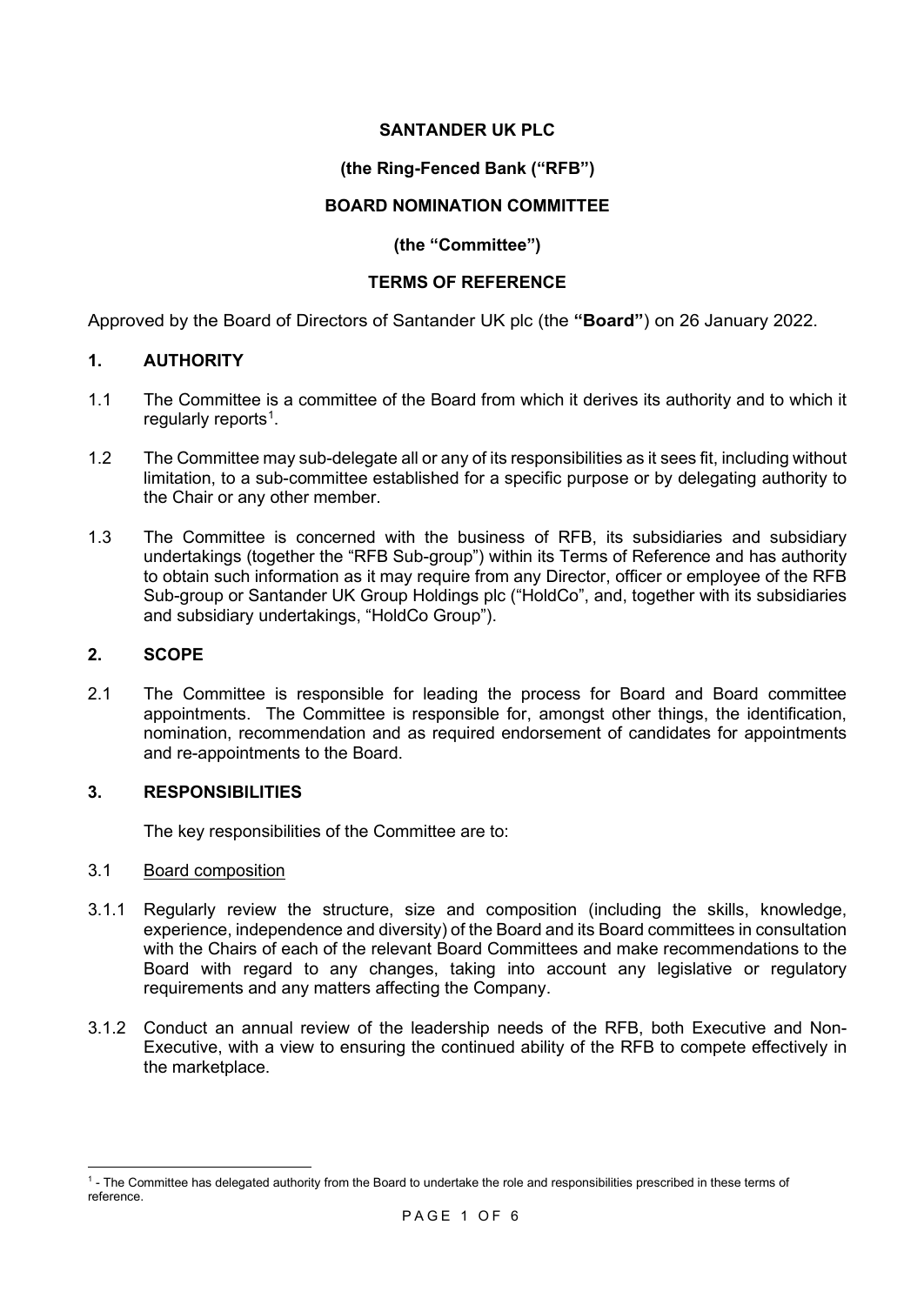**SANTANDER UK PLC**

**(the Ring-Fenced Bank ("RFB")**

**BOARD NOMINATION COMMITTEE**

**(the "Committee")**

**TERMS OF REFERENCE**

Approved by the Board of Directors of Santander UK plc (the **"Board"**) on 26 January 2022.

## 1. AUTHORITY

1.1 The Committee is a committee of the Board from which it derives its authority and to which it regularly reports[1].

1.2 The Committee may sub-delegate all or any of its responsibilities as it sees fit, including without limitation, to a sub-committee established for a specific purpose or by delegating authority to the Chair or any other member.

1.3 The Committee is concerned with the business of RFB, its subsidiaries and subsidiary undertakings (together the "RFB Sub-group") within its Terms of Reference and has authority to obtain such information as it may require from any Director, officer or employee of the RFB Sub-group or Santander UK Group Holdings plc ("HoldCo", and, together with its subsidiaries and subsidiary undertakings, "HoldCo Group").

## 2. SCOPE

2.1 The Committee is responsible for leading the process for Board and Board committee appointments. The Committee is responsible for, amongst other things, the identification, nomination, recommendation and as required endorsement of candidates for appointments and re-appointments to the Board.

## 3. RESPONSIBILITIES

The key responsibilities of the Committee are to:

3.1 Board composition

3.1.1 Regularly review the structure, size and composition (including the skills, knowledge, experience, independence and diversity) of the Board and its Board committees in consultation with the Chairs of each of the relevant Board Committees and make recommendations to the Board with regard to any changes, taking into account any legislative or regulatory requirements and any matters affecting the Company.

3.1.2 Conduct an annual review of the leadership needs of the RFB, both Executive and Non-Executive, with a view to ensuring the continued ability of the RFB to compete effectively in the marketplace.

---

[1] - The Committee has delegated authority from the Board to undertake the role and responsibilities prescribed in these terms of reference.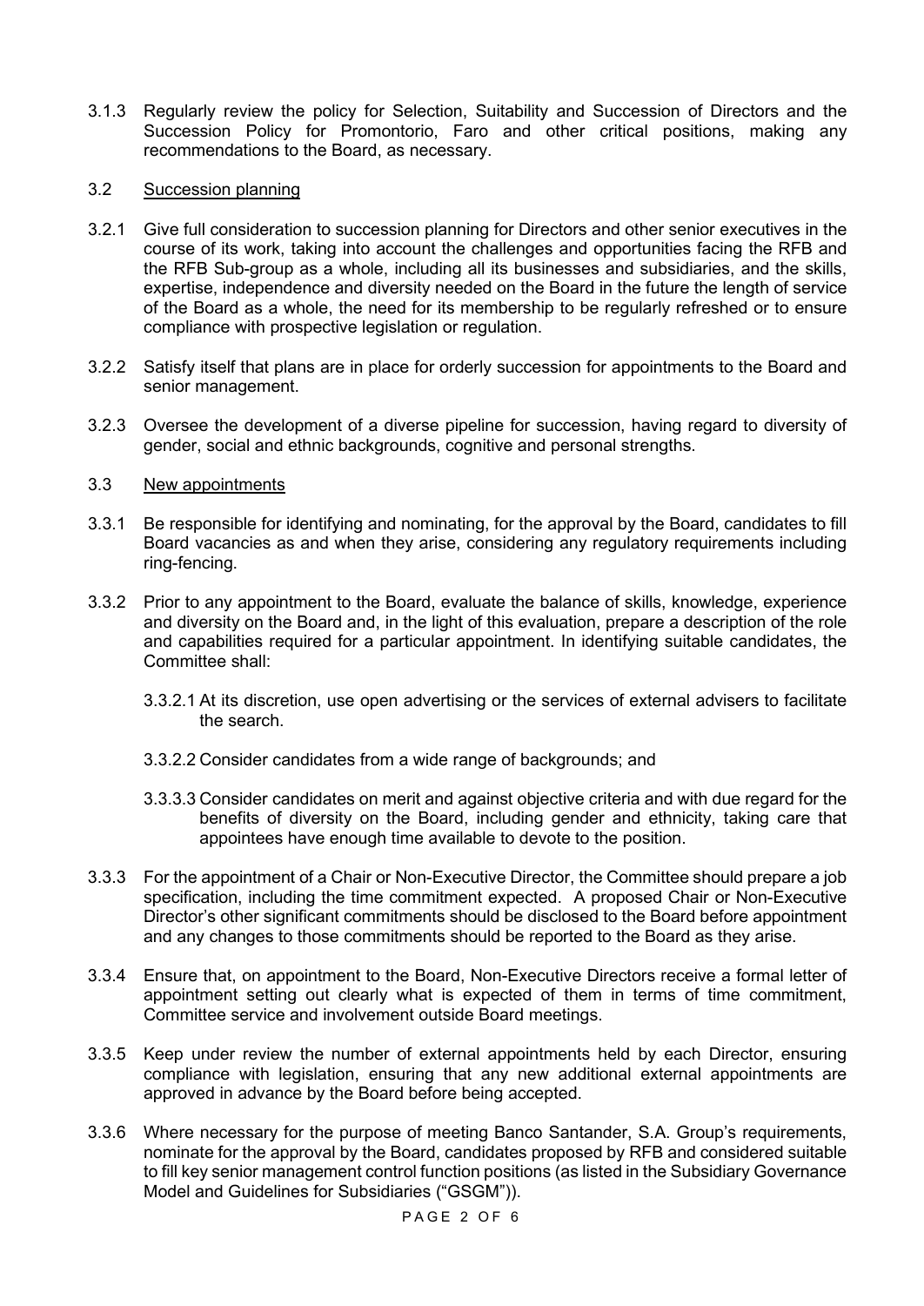3.1.3 Regularly review the policy for Selection, Suitability and Succession of Directors and the Succession Policy for Promontorio, Faro and other critical positions, making any recommendations to the Board, as necessary.

3.2 <u>Succession planning</u>

3.2.1 Give full consideration to succession planning for Directors and other senior executives in the course of its work, taking into account the challenges and opportunities facing the RFB and the RFB Sub-group as a whole, including all its businesses and subsidiaries, and the skills, expertise, independence and diversity needed on the Board in the future the length of service of the Board as a whole, the need for its membership to be regularly refreshed or to ensure compliance with prospective legislation or regulation.

3.2.2 Satisfy itself that plans are in place for orderly succession for appointments to the Board and senior management.

3.2.3 Oversee the development of a diverse pipeline for succession, having regard to diversity of gender, social and ethnic backgrounds, cognitive and personal strengths.

3.3 <u>New appointments</u>

3.3.1 Be responsible for identifying and nominating, for the approval by the Board, candidates to fill Board vacancies as and when they arise, considering any regulatory requirements including ring-fencing.

3.3.2 Prior to any appointment to the Board, evaluate the balance of skills, knowledge, experience and diversity on the Board and, in the light of this evaluation, prepare a description of the role and capabilities required for a particular appointment. In identifying suitable candidates, the Committee shall:

3.3.2.1 At its discretion, use open advertising or the services of external advisers to facilitate the search.

3.3.2.2 Consider candidates from a wide range of backgrounds; and

3.3.3.3 Consider candidates on merit and against objective criteria and with due regard for the benefits of diversity on the Board, including gender and ethnicity, taking care that appointees have enough time available to devote to the position.

3.3.3 For the appointment of a Chair or Non-Executive Director, the Committee should prepare a job specification, including the time commitment expected. A proposed Chair or Non-Executive Director's other significant commitments should be disclosed to the Board before appointment and any changes to those commitments should be reported to the Board as they arise.

3.3.4 Ensure that, on appointment to the Board, Non-Executive Directors receive a formal letter of appointment setting out clearly what is expected of them in terms of time commitment, Committee service and involvement outside Board meetings.

3.3.5 Keep under review the number of external appointments held by each Director, ensuring compliance with legislation, ensuring that any new additional external appointments are approved in advance by the Board before being accepted.

3.3.6 Where necessary for the purpose of meeting Banco Santander, S.A. Group's requirements, nominate for the approval by the Board, candidates proposed by RFB and considered suitable to fill key senior management control function positions (as listed in the Subsidiary Governance Model and Guidelines for Subsidiaries ("GSGM")).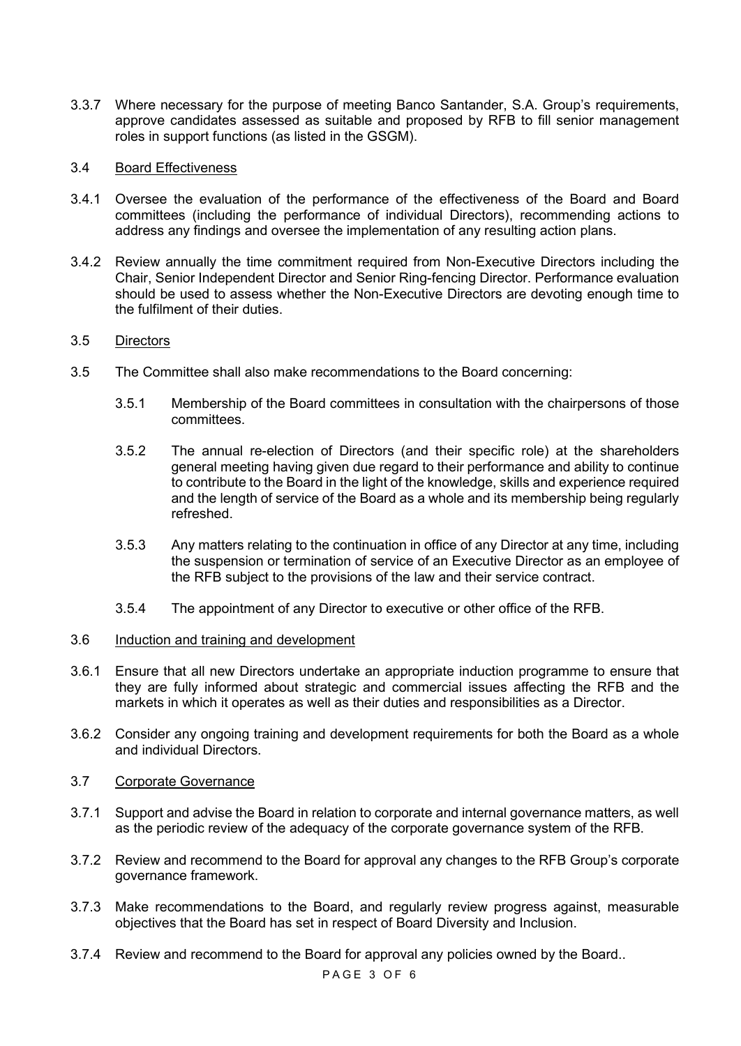3.3.7 Where necessary for the purpose of meeting Banco Santander, S.A. Group's requirements, approve candidates assessed as suitable and proposed by RFB to fill senior management roles in support functions (as listed in the GSGM).

3.4 <u>Board Effectiveness</u>

3.4.1 Oversee the evaluation of the performance of the effectiveness of the Board and Board committees (including the performance of individual Directors), recommending actions to address any findings and oversee the implementation of any resulting action plans.

3.4.2 Review annually the time commitment required from Non-Executive Directors including the Chair, Senior Independent Director and Senior Ring-fencing Director. Performance evaluation should be used to assess whether the Non-Executive Directors are devoting enough time to the fulfilment of their duties.

3.5 <u>Directors</u>

3.5 The Committee shall also make recommendations to the Board concerning:

- 3.5.1 Membership of the Board committees in consultation with the chairpersons of those committees.
- 3.5.2 The annual re-election of Directors (and their specific role) at the shareholders general meeting having given due regard to their performance and ability to continue to contribute to the Board in the light of the knowledge, skills and experience required and the length of service of the Board as a whole and its membership being regularly refreshed.
- 3.5.3 Any matters relating to the continuation in office of any Director at any time, including the suspension or termination of service of an Executive Director as an employee of the RFB subject to the provisions of the law and their service contract.
- 3.5.4 The appointment of any Director to executive or other office of the RFB.

3.6 <u>Induction and training and development</u>

3.6.1 Ensure that all new Directors undertake an appropriate induction programme to ensure that they are fully informed about strategic and commercial issues affecting the RFB and the markets in which it operates as well as their duties and responsibilities as a Director.

3.6.2 Consider any ongoing training and development requirements for both the Board as a whole and individual Directors.

3.7 <u>Corporate Governance</u>

3.7.1 Support and advise the Board in relation to corporate and internal governance matters, as well as the periodic review of the adequacy of the corporate governance system of the RFB.

3.7.2 Review and recommend to the Board for approval any changes to the RFB Group's corporate governance framework.

3.7.3 Make recommendations to the Board, and regularly review progress against, measurable objectives that the Board has set in respect of Board Diversity and Inclusion.

3.7.4 Review and recommend to the Board for approval any policies owned by the Board..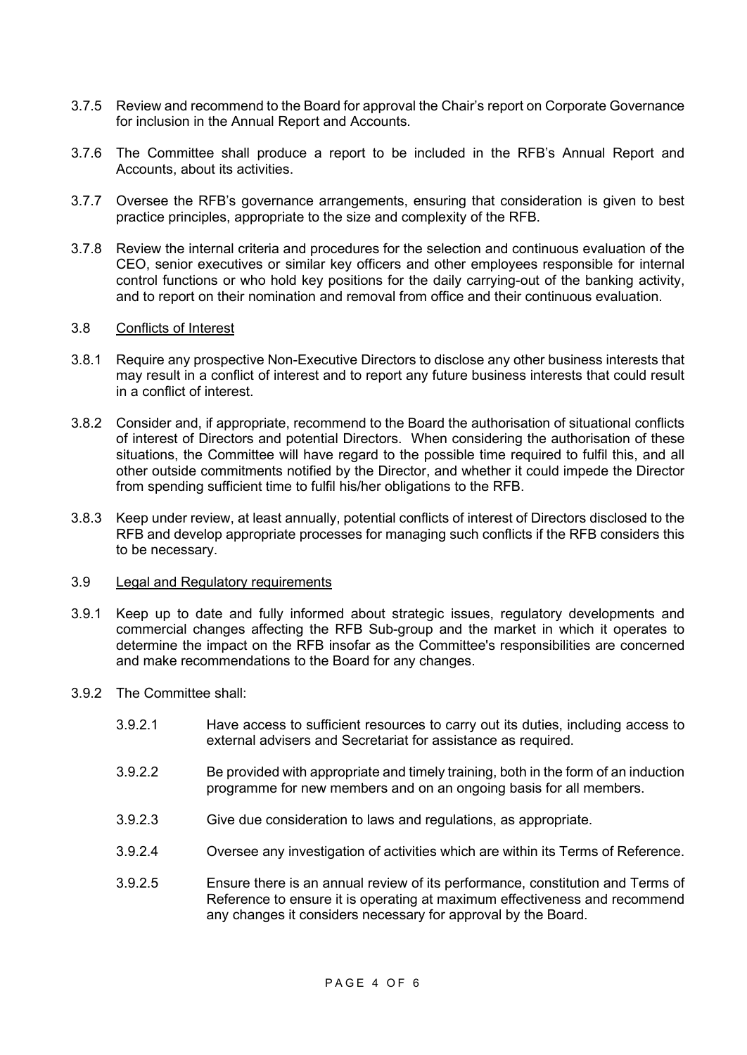3.7.5 Review and recommend to the Board for approval the Chair's report on Corporate Governance for inclusion in the Annual Report and Accounts.

3.7.6 The Committee shall produce a report to be included in the RFB's Annual Report and Accounts, about its activities.

3.7.7 Oversee the RFB's governance arrangements, ensuring that consideration is given to best practice principles, appropriate to the size and complexity of the RFB.

3.7.8 Review the internal criteria and procedures for the selection and continuous evaluation of the CEO, senior executives or similar key officers and other employees responsible for internal control functions or who hold key positions for the daily carrying-out of the banking activity, and to report on their nomination and removal from office and their continuous evaluation.

3.8 <u>Conflicts of Interest</u>

3.8.1 Require any prospective Non-Executive Directors to disclose any other business interests that may result in a conflict of interest and to report any future business interests that could result in a conflict of interest.

3.8.2 Consider and, if appropriate, recommend to the Board the authorisation of situational conflicts of interest of Directors and potential Directors. When considering the authorisation of these situations, the Committee will have regard to the possible time required to fulfil this, and all other outside commitments notified by the Director, and whether it could impede the Director from spending sufficient time to fulfil his/her obligations to the RFB.

3.8.3 Keep under review, at least annually, potential conflicts of interest of Directors disclosed to the RFB and develop appropriate processes for managing such conflicts if the RFB considers this to be necessary.

3.9 <u>Legal and Regulatory requirements</u>

3.9.1 Keep up to date and fully informed about strategic issues, regulatory developments and commercial changes affecting the RFB Sub-group and the market in which it operates to determine the impact on the RFB insofar as the Committee's responsibilities are concerned and make recommendations to the Board for any changes.

3.9.2 The Committee shall:

3.9.2.1 Have access to sufficient resources to carry out its duties, including access to external advisers and Secretariat for assistance as required.

3.9.2.2 Be provided with appropriate and timely training, both in the form of an induction programme for new members and on an ongoing basis for all members.

3.9.2.3 Give due consideration to laws and regulations, as appropriate.

3.9.2.4 Oversee any investigation of activities which are within its Terms of Reference.

3.9.2.5 Ensure there is an annual review of its performance, constitution and Terms of Reference to ensure it is operating at maximum effectiveness and recommend any changes it considers necessary for approval by the Board.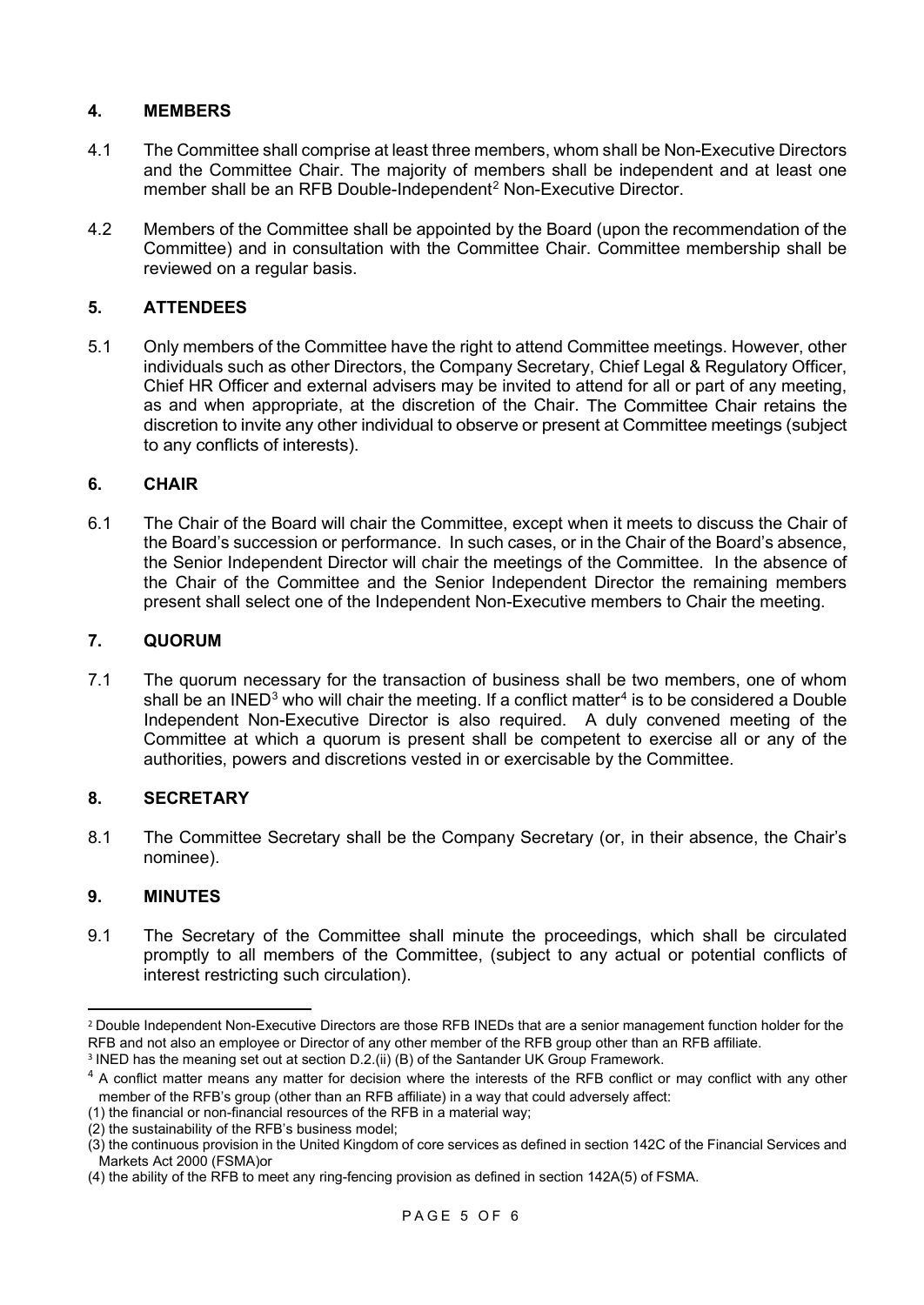## 4. MEMBERS

4.1 The Committee shall comprise at least three members, whom shall be Non-Executive Directors and the Committee Chair. The majority of members shall be independent and at least one member shall be an RFB Double-Independent[2] Non-Executive Director.

4.2 Members of the Committee shall be appointed by the Board (upon the recommendation of the Committee) and in consultation with the Committee Chair. Committee membership shall be reviewed on a regular basis.

## 5. ATTENDEES

5.1 Only members of the Committee have the right to attend Committee meetings. However, other individuals such as other Directors, the Company Secretary, Chief Legal & Regulatory Officer, Chief HR Officer and external advisers may be invited to attend for all or part of any meeting, as and when appropriate, at the discretion of the Chair. The Committee Chair retains the discretion to invite any other individual to observe or present at Committee meetings (subject to any conflicts of interests).

## 6. CHAIR

6.1 The Chair of the Board will chair the Committee, except when it meets to discuss the Chair of the Board's succession or performance. In such cases, or in the Chair of the Board's absence, the Senior Independent Director will chair the meetings of the Committee. In the absence of the Chair of the Committee and the Senior Independent Director the remaining members present shall select one of the Independent Non-Executive members to Chair the meeting.

## 7. QUORUM

7.1 The quorum necessary for the transaction of business shall be two members, one of whom shall be an INED[3] who will chair the meeting. If a conflict matter[4] is to be considered a Double Independent Non-Executive Director is also required. A duly convened meeting of the Committee at which a quorum is present shall be competent to exercise all or any of the authorities, powers and discretions vested in or exercisable by the Committee.

## 8. SECRETARY

8.1 The Committee Secretary shall be the Company Secretary (or, in their absence, the Chair's nominee).

## 9. MINUTES

9.1 The Secretary of the Committee shall minute the proceedings, which shall be circulated promptly to all members of the Committee, (subject to any actual or potential conflicts of interest restricting such circulation).

---

[2] Double Independent Non-Executive Directors are those RFB INEDs that are a senior management function holder for the RFB and not also an employee or Director of any other member of the RFB group other than an RFB affiliate.

[3] INED has the meaning set out at section D.2.(ii) (B) of the Santander UK Group Framework.

[4] A conflict matter means any matter for decision where the interests of the RFB conflict or may conflict with any other member of the RFB's group (other than an RFB affiliate) in a way that could adversely affect:

(1) the financial or non-financial resources of the RFB in a material way;

(2) the sustainability of the RFB's business model;

(3) the continuous provision in the United Kingdom of core services as defined in section 142C of the Financial Services and Markets Act 2000 (FSMA)or

(4) the ability of the RFB to meet any ring-fencing provision as defined in section 142A(5) of FSMA.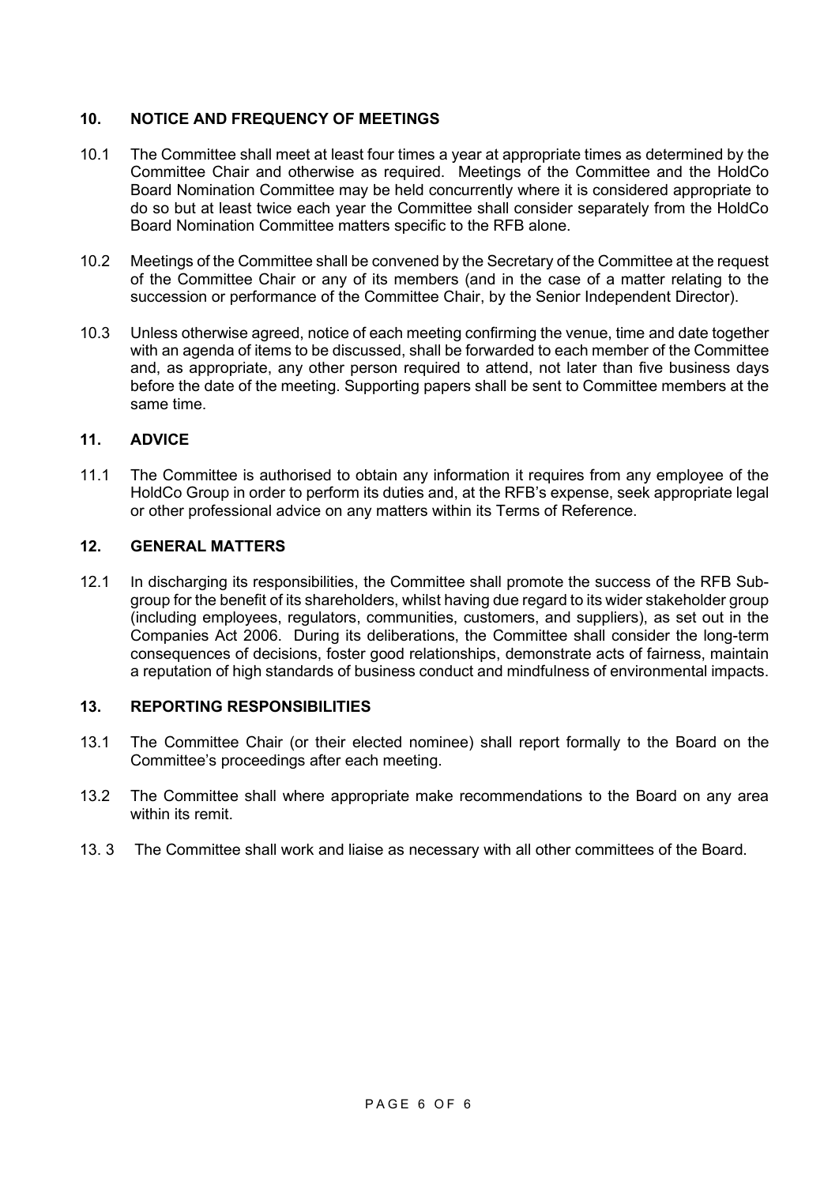## 10. NOTICE AND FREQUENCY OF MEETINGS

10.1 The Committee shall meet at least four times a year at appropriate times as determined by the Committee Chair and otherwise as required. Meetings of the Committee and the HoldCo Board Nomination Committee may be held concurrently where it is considered appropriate to do so but at least twice each year the Committee shall consider separately from the HoldCo Board Nomination Committee matters specific to the RFB alone.

10.2 Meetings of the Committee shall be convened by the Secretary of the Committee at the request of the Committee Chair or any of its members (and in the case of a matter relating to the succession or performance of the Committee Chair, by the Senior Independent Director).

10.3 Unless otherwise agreed, notice of each meeting confirming the venue, time and date together with an agenda of items to be discussed, shall be forwarded to each member of the Committee and, as appropriate, any other person required to attend, not later than five business days before the date of the meeting. Supporting papers shall be sent to Committee members at the same time.

## 11. ADVICE

11.1 The Committee is authorised to obtain any information it requires from any employee of the HoldCo Group in order to perform its duties and, at the RFB's expense, seek appropriate legal or other professional advice on any matters within its Terms of Reference.

## 12. GENERAL MATTERS

12.1 In discharging its responsibilities, the Committee shall promote the success of the RFB Sub-group for the benefit of its shareholders, whilst having due regard to its wider stakeholder group (including employees, regulators, communities, customers, and suppliers), as set out in the Companies Act 2006. During its deliberations, the Committee shall consider the long-term consequences of decisions, foster good relationships, demonstrate acts of fairness, maintain a reputation of high standards of business conduct and mindfulness of environmental impacts.

## 13. REPORTING RESPONSIBILITIES

13.1 The Committee Chair (or their elected nominee) shall report formally to the Board on the Committee's proceedings after each meeting.

13.2 The Committee shall where appropriate make recommendations to the Board on any area within its remit.

13.3 The Committee shall work and liaise as necessary with all other committees of the Board.